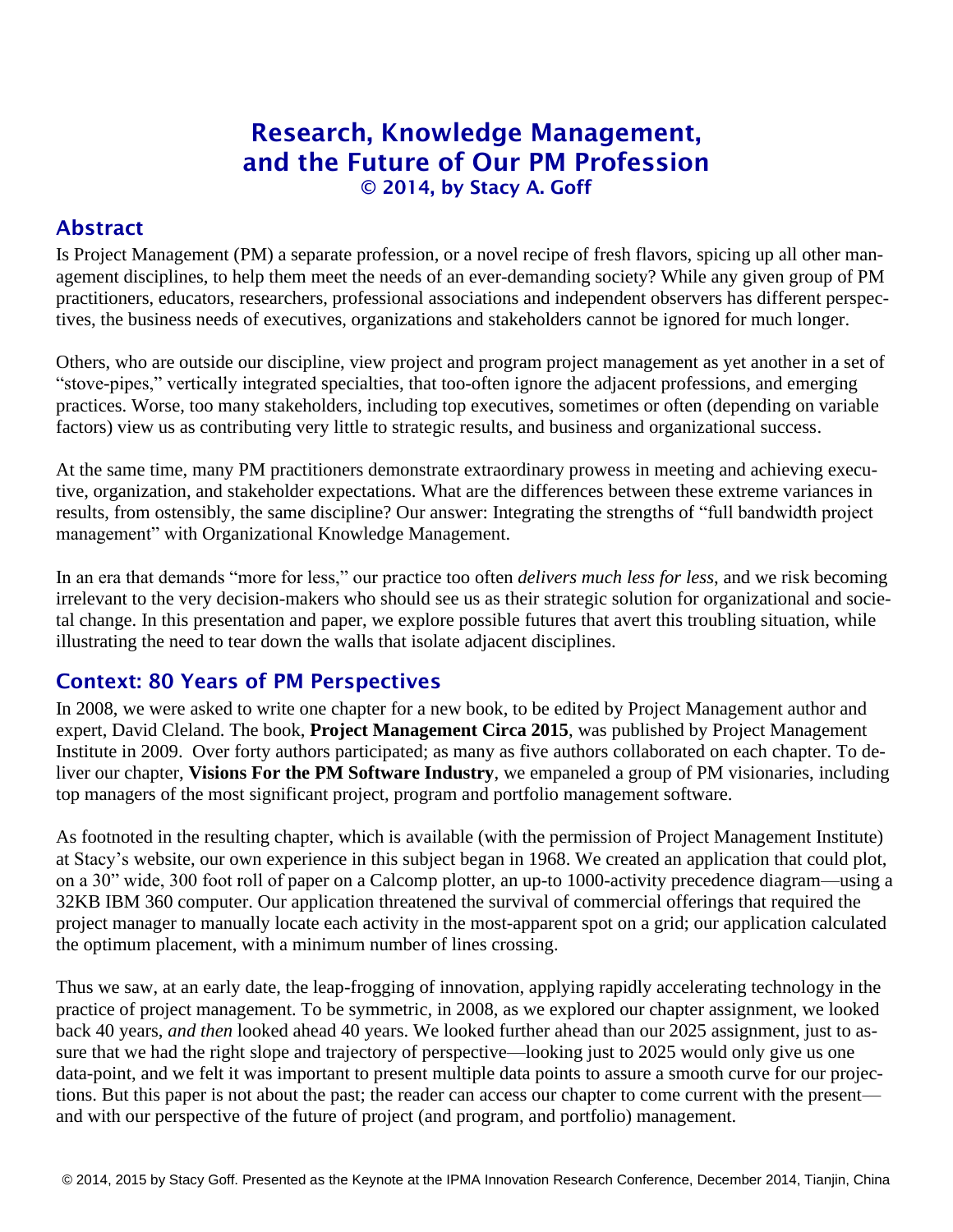# Research, Knowledge Management, and the Future of Our PM Profession

**© 2014, by Stacy A. Goff**

## Abstract

Is Project Management (PM) a separate profession, or a novel recipe of fresh flavors, spicing up all other management disciplines, to help them meet the needs of an ever-demanding society? While any given group of PM practitioners, educators, researchers, professional associations and independent observers has different perspectives, the business needs of executives, organizations and stakeholders cannot be ignored for much longer.

Others, who are outside our discipline, view project and program project management as yet another in a set of "stove-pipes," vertically integrated specialties, that too-often ignore the adjacent professions, and emerging practices. Worse, too many stakeholders, including top executives, sometimes or often (depending on variable factors) view us as contributing very little to strategic results, and business and organizational success.

At the same time, many PM practitioners demonstrate extraordinary prowess in meeting and achieving executive, organization, and stakeholder expectations. What are the differences between these extreme variances in results, from ostensibly, the same discipline? Our answer: Integrating the strengths of "full bandwidth project management" with Organizational Knowledge Management.

In an era that demands "more for less," our practice too often *delivers much less for less*, and we risk becoming irrelevant to the very decision-makers who should see us as their strategic solution for organizational and societal change. In this presentation and paper, we explore possible futures that avert this troubling situation, while illustrating the need to tear down the walls that isolate adjacent disciplines.

## Context: 80 Years of PM Perspectives

In 2008, we were asked to write one chapter for a new book, to be edited by Project Management author and expert, David Cleland. The book, **Project Management Circa 2015**, was published by Project Management Institute in 2009. Over forty authors participated; as many as five authors collaborated on each chapter. To deliver our chapter, **Visions For the PM Software Industry**, we empaneled a group of PM visionaries, including top managers of the most significant project, program and portfolio management software.

As footnoted in the resulting chapter, which is available (with the permission of Project Management Institute) at Stacy's website, our own experience in this subject began in 1968. We created an application that could plot, on a 30" wide, 300 foot roll of paper on a Calcomp plotter, an up-to 1000-activity precedence diagram—using a 32KB IBM 360 computer. Our application threatened the survival of commercial offerings that required the project manager to manually locate each activity in the most-apparent spot on a grid; our application calculated the optimum placement, with a minimum number of lines crossing.

Thus we saw, at an early date, the leap-frogging of innovation, applying rapidly accelerating technology in the practice of project management. To be symmetric, in 2008, as we explored our chapter assignment, we looked back 40 years, *and then* looked ahead 40 years. We looked further ahead than our 2025 assignment, just to assure that we had the right slope and trajectory of perspective—looking just to 2025 would only give us one data-point, and we felt it was important to present multiple data points to assure a smooth curve for our projections. But this paper is not about the past; the reader can access our chapter to come current with the present—and with our perspective of the future of project (and program, and portfolio) management.

© 2014, 2015 by Stacy Goff. Presented as the Keynote at the IPMA Innovation Research Conference, December 2014, Tianjin, China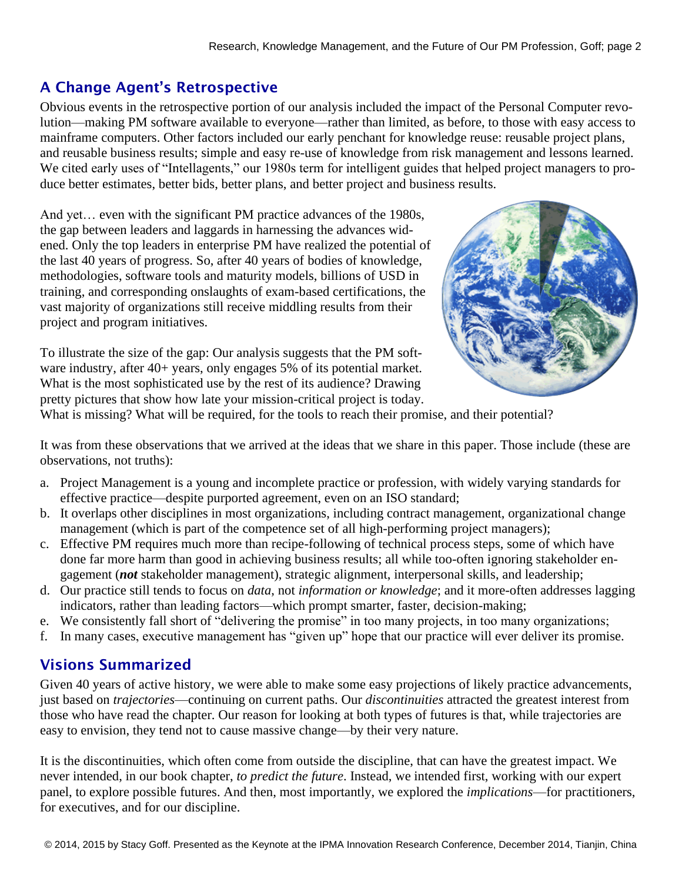## A Change Agent's Retrospective

Obvious events in the retrospective portion of our analysis included the impact of the Personal Computer revolution—making PM software available to everyone—rather than limited, as before, to those with easy access to mainframe computers. Other factors included our early penchant for knowledge reuse: reusable project plans, and reusable business results; simple and easy re-use of knowledge from risk management and lessons learned. We cited early uses of "Intellagents," our 1980s term for intelligent guides that helped project managers to produce better estimates, better bids, better plans, and better project and business results.

And yet… even with the significant PM practice advances of the 1980s, the gap between leaders and laggards in harnessing the advances widened. Only the top leaders in enterprise PM have realized the potential of the last 40 years of progress. So, after 40 years of bodies of knowledge, methodologies, software tools and maturity models, billions of USD in training, and corresponding onslaughts of exam-based certifications, the vast majority of organizations still receive middling results from their project and program initiatives.

To illustrate the size of the gap: Our analysis suggests that the PM software industry, after 40+ years, only engages 5% of its potential market. What is the most sophisticated use by the rest of its audience? Drawing pretty pictures that show how late your mission-critical project is today. What is missing? What will be required, for the tools to reach their promise, and their potential?

It was from these observations that we arrived at the ideas that we share in this paper. Those include (these are observations, not truths):

a. Project Management is a young and incomplete practice or profession, with widely varying standards for effective practice—despite purported agreement, even on an ISO standard;
b. It overlaps other disciplines in most organizations, including contract management, organizational change management (which is part of the competence set of all high-performing project managers);
c. Effective PM requires much more than recipe-following of technical process steps, some of which have done far more harm than good in achieving business results; all while too-often ignoring stakeholder engagement (***not*** stakeholder management), strategic alignment, interpersonal skills, and leadership;
d. Our practice still tends to focus on *data*, not *information or knowledge*; and it more-often addresses lagging indicators, rather than leading factors—which prompt smarter, faster, decision-making;
e. We consistently fall short of "delivering the promise" in too many projects, in too many organizations;
f. In many cases, executive management has "given up" hope that our practice will ever deliver its promise.

## Visions Summarized

Given 40 years of active history, we were able to make some easy projections of likely practice advancements, just based on *trajectories*—continuing on current paths. Our *discontinuities* attracted the greatest interest from those who have read the chapter. Our reason for looking at both types of futures is that, while trajectories are easy to envision, they tend not to cause massive change—by their very nature.

It is the discontinuities, which often come from outside the discipline, that can have the greatest impact. We never intended, in our book chapter, *to predict the future*. Instead, we intended first, working with our expert panel, to explore possible futures. And then, most importantly, we explored the *implications*—for practitioners, for executives, and for our discipline.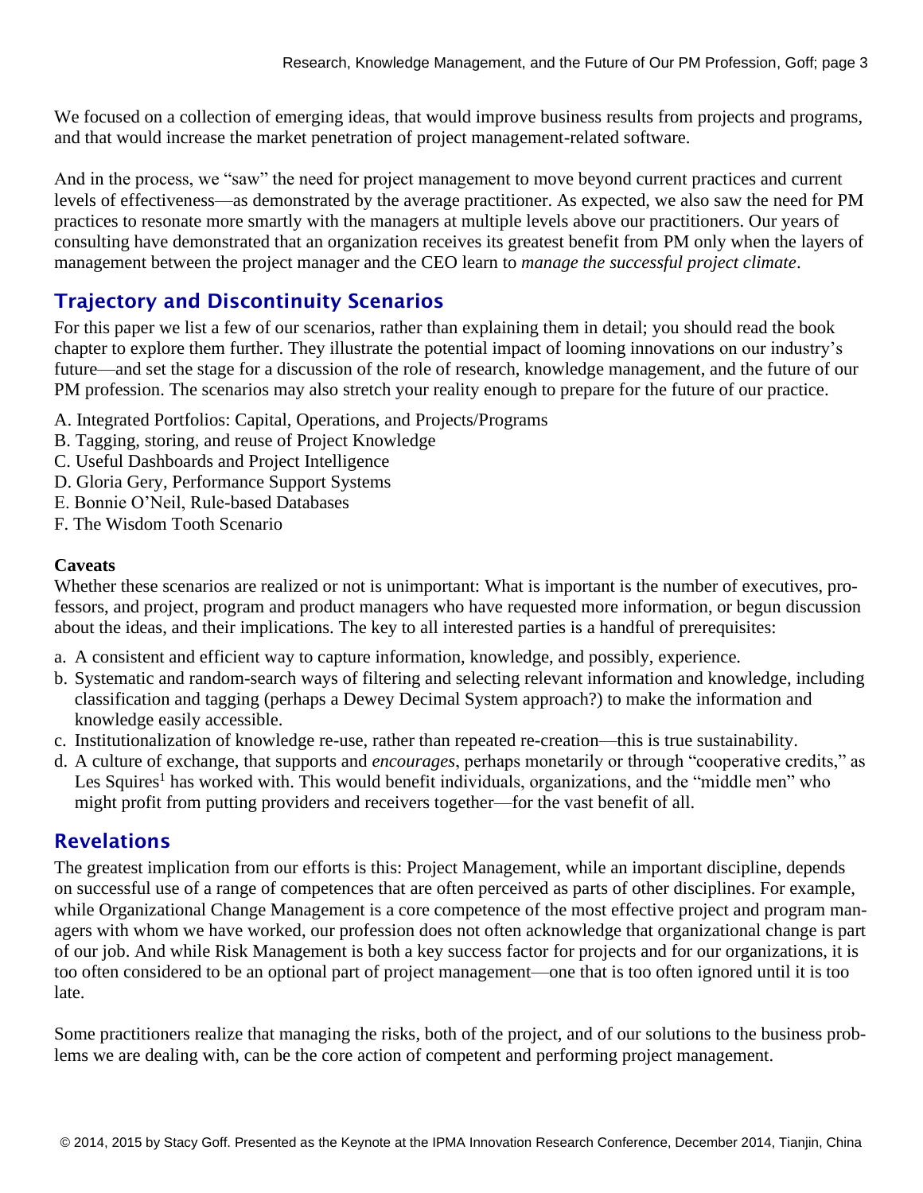We focused on a collection of emerging ideas, that would improve business results from projects and programs, and that would increase the market penetration of project management-related software.

And in the process, we "saw" the need for project management to move beyond current practices and current levels of effectiveness—as demonstrated by the average practitioner. As expected, we also saw the need for PM practices to resonate more smartly with the managers at multiple levels above our practitioners. Our years of consulting have demonstrated that an organization receives its greatest benefit from PM only when the layers of management between the project manager and the CEO learn to *manage the successful project climate*.

## Trajectory and Discontinuity Scenarios

For this paper we list a few of our scenarios, rather than explaining them in detail; you should read the book chapter to explore them further. They illustrate the potential impact of looming innovations on our industry's future—and set the stage for a discussion of the role of research, knowledge management, and the future of our PM profession. The scenarios may also stretch your reality enough to prepare for the future of our practice.

A. Integrated Portfolios: Capital, Operations, and Projects/Programs
B. Tagging, storing, and reuse of Project Knowledge
C. Useful Dashboards and Project Intelligence
D. Gloria Gery, Performance Support Systems
E. Bonnie O'Neil, Rule-based Databases
F. The Wisdom Tooth Scenario

**Caveats**

Whether these scenarios are realized or not is unimportant: What is important is the number of executives, professors, and project, program and product managers who have requested more information, or begun discussion about the ideas, and their implications. The key to all interested parties is a handful of prerequisites:

a. A consistent and efficient way to capture information, knowledge, and possibly, experience.
b. Systematic and random-search ways of filtering and selecting relevant information and knowledge, including classification and tagging (perhaps a Dewey Decimal System approach?) to make the information and knowledge easily accessible.
c. Institutionalization of knowledge re-use, rather than repeated re-creation—this is true sustainability.
d. A culture of exchange, that supports and *encourages*, perhaps monetarily or through "cooperative credits," as Les Squires[1] has worked with. This would benefit individuals, organizations, and the "middle men" who might profit from putting providers and receivers together—for the vast benefit of all.

## Revelations

The greatest implication from our efforts is this: Project Management, while an important discipline, depends on successful use of a range of competences that are often perceived as parts of other disciplines. For example, while Organizational Change Management is a core competence of the most effective project and program managers with whom we have worked, our profession does not often acknowledge that organizational change is part of our job. And while Risk Management is both a key success factor for projects and for our organizations, it is too often considered to be an optional part of project management—one that is too often ignored until it is too late.

Some practitioners realize that managing the risks, both of the project, and of our solutions to the business problems we are dealing with, can be the core action of competent and performing project management.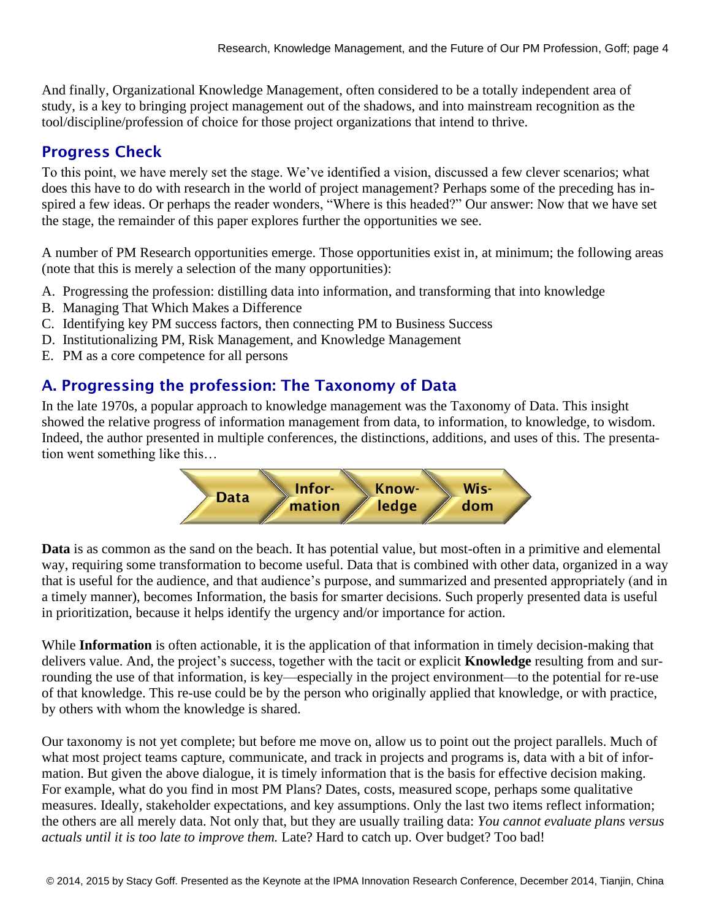And finally, Organizational Knowledge Management, often considered to be a totally independent area of study, is a key to bringing project management out of the shadows, and into mainstream recognition as the tool/discipline/profession of choice for those project organizations that intend to thrive.

## Progress Check

To this point, we have merely set the stage. We've identified a vision, discussed a few clever scenarios; what does this have to do with research in the world of project management? Perhaps some of the preceding has inspired a few ideas. Or perhaps the reader wonders, "Where is this headed?" Our answer: Now that we have set the stage, the remainder of this paper explores further the opportunities we see.

A number of PM Research opportunities emerge. Those opportunities exist in, at minimum; the following areas (note that this is merely a selection of the many opportunities):

A. Progressing the profession: distilling data into information, and transforming that into knowledge
B. Managing That Which Makes a Difference
C. Identifying key PM success factors, then connecting PM to Business Success
D. Institutionalizing PM, Risk Management, and Knowledge Management
E. PM as a core competence for all persons

## A. Progressing the profession: The Taxonomy of Data

In the late 1970s, a popular approach to knowledge management was the Taxonomy of Data. This insight showed the relative progress of information management from data, to information, to knowledge, to wisdom. Indeed, the author presented in multiple conferences, the distinctions, additions, and uses of this. The presentation went something like this…

Data
Infor-mation
Know-ledge
Wis-dom

**Data** is as common as the sand on the beach. It has potential value, but most-often in a primitive and elemental way, requiring some transformation to become useful. Data that is combined with other data, organized in a way that is useful for the audience, and that audience's purpose, and summarized and presented appropriately (and in a timely manner), becomes Information, the basis for smarter decisions. Such properly presented data is useful in prioritization, because it helps identify the urgency and/or importance for action.

While **Information** is often actionable, it is the application of that information in timely decision-making that delivers value. And, the project's success, together with the tacit or explicit **Knowledge** resulting from and surrounding the use of that information, is key—especially in the project environment—to the potential for re-use of that knowledge. This re-use could be by the person who originally applied that knowledge, or with practice, by others with whom the knowledge is shared.

Our taxonomy is not yet complete; but before me move on, allow us to point out the project parallels. Much of what most project teams capture, communicate, and track in projects and programs is, data with a bit of information. But given the above dialogue, it is timely information that is the basis for effective decision making. For example, what do you find in most PM Plans? Dates, costs, measured scope, perhaps some qualitative measures. Ideally, stakeholder expectations, and key assumptions. Only the last two items reflect information; the others are all merely data. Not only that, but they are usually trailing data: *You cannot evaluate plans versus actuals until it is too late to improve them.* Late? Hard to catch up. Over budget? Too bad!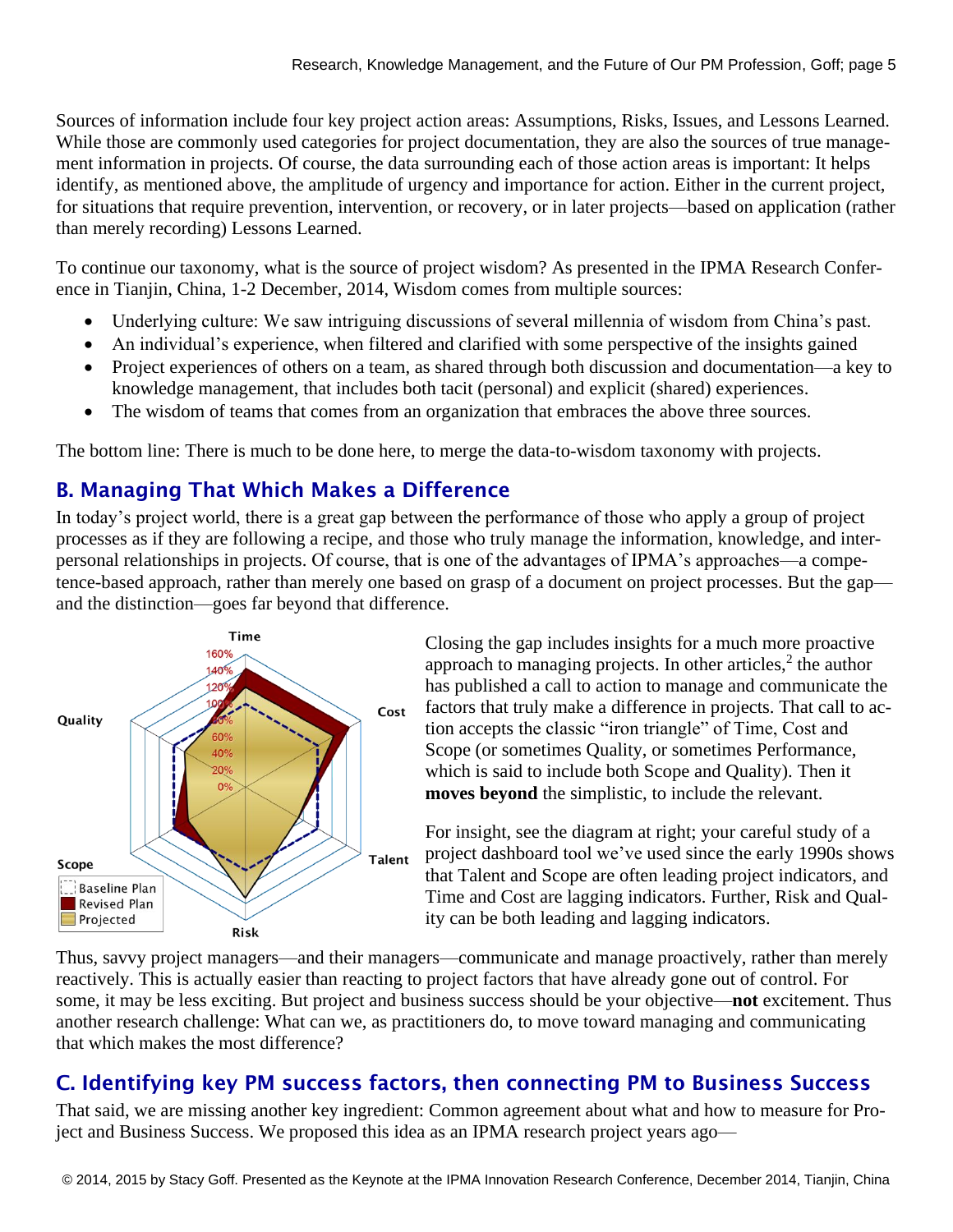Sources of information include four key project action areas: Assumptions, Risks, Issues, and Lessons Learned. While those are commonly used categories for project documentation, they are also the sources of true management information in projects. Of course, the data surrounding each of those action areas is important: It helps identify, as mentioned above, the amplitude of urgency and importance for action. Either in the current project, for situations that require prevention, intervention, or recovery, or in later projects—based on application (rather than merely recording) Lessons Learned.

To continue our taxonomy, what is the source of project wisdom? As presented in the IPMA Research Conference in Tianjin, China, 1-2 December, 2014, Wisdom comes from multiple sources:

- Underlying culture: We saw intriguing discussions of several millennia of wisdom from China's past.
- An individual's experience, when filtered and clarified with some perspective of the insights gained
- Project experiences of others on a team, as shared through both discussion and documentation—a key to knowledge management, that includes both tacit (personal) and explicit (shared) experiences.
- The wisdom of teams that comes from an organization that embraces the above three sources.

The bottom line: There is much to be done here, to merge the data-to-wisdom taxonomy with projects.

## B. Managing That Which Makes a Difference

In today's project world, there is a great gap between the performance of those who apply a group of project processes as if they are following a recipe, and those who truly manage the information, knowledge, and interpersonal relationships in projects. Of course, that is one of the advantages of IPMA's approaches—a competence-based approach, rather than merely one based on grasp of a document on project processes. But the gap—and the distinction—goes far beyond that difference.

Time
160%
140%
120%
100%
80%
60%
40%
20%
0%
Cost
Talent
Risk
Scope
Quality
Baseline Plan
Revised Plan
Projected

Closing the gap includes insights for a much more proactive approach to managing projects. In other articles,[2] the author has published a call to action to manage and communicate the factors that truly make a difference in projects. That call to action accepts the classic "iron triangle" of Time, Cost and Scope (or sometimes Quality, or sometimes Performance, which is said to include both Scope and Quality). Then it **moves beyond** the simplistic, to include the relevant.

For insight, see the diagram at right; your careful study of a project dashboard tool we've used since the early 1990s shows that Talent and Scope are often leading project indicators, and Time and Cost are lagging indicators. Further, Risk and Quality can be both leading and lagging indicators.

Thus, savvy project managers—and their managers—communicate and manage proactively, rather than merely reactively. This is actually easier than reacting to project factors that have already gone out of control. For some, it may be less exciting. But project and business success should be your objective—**not** excitement. Thus another research challenge: What can we, as practitioners do, to move toward managing and communicating that which makes the most difference?

## C. Identifying key PM success factors, then connecting PM to Business Success

That said, we are missing another key ingredient: Common agreement about what and how to measure for Project and Business Success. We proposed this idea as an IPMA research project years ago—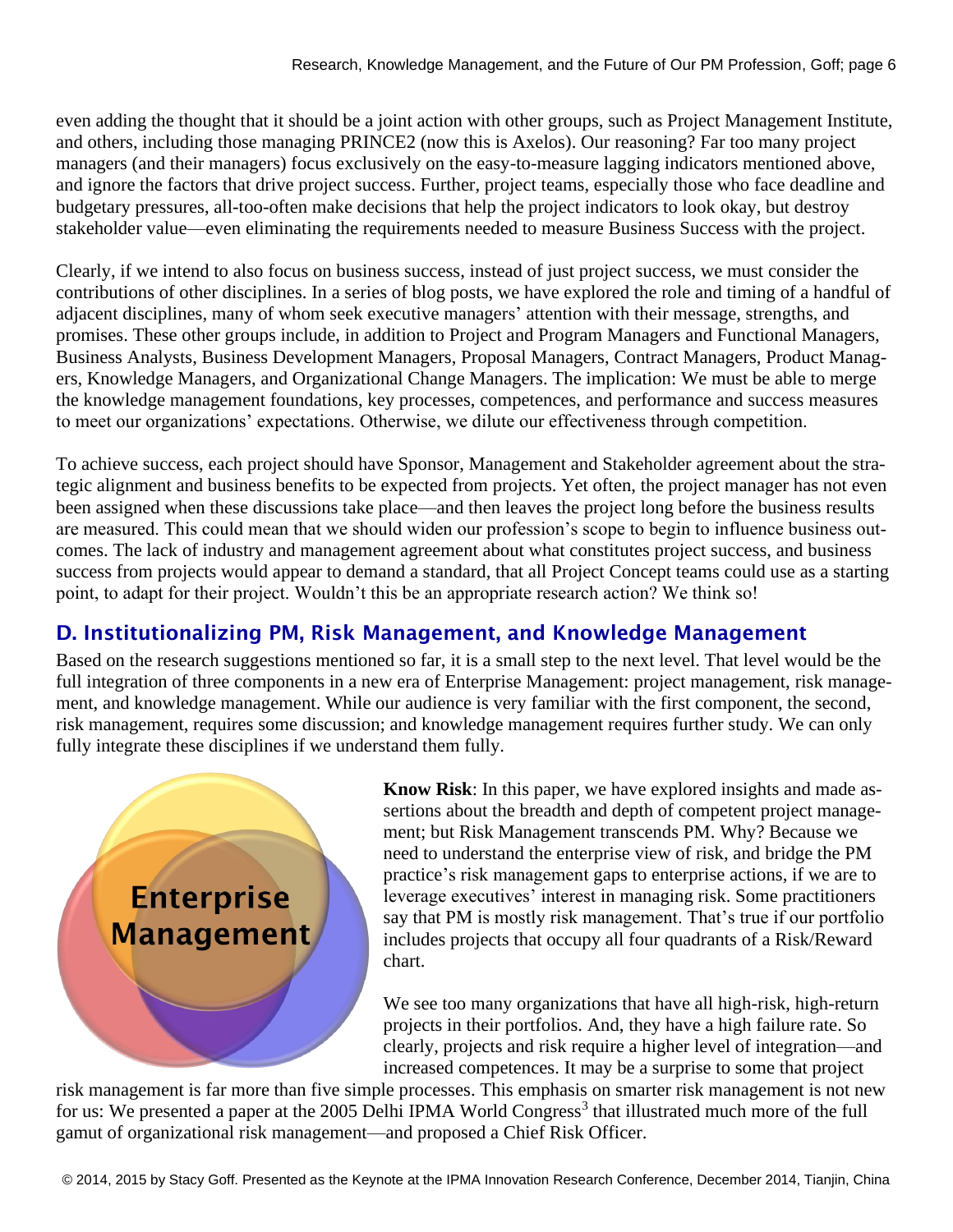even adding the thought that it should be a joint action with other groups, such as Project Management Institute, and others, including those managing PRINCE2 (now this is Axelos). Our reasoning? Far too many project managers (and their managers) focus exclusively on the easy-to-measure lagging indicators mentioned above, and ignore the factors that drive project success. Further, project teams, especially those who face deadline and budgetary pressures, all-too-often make decisions that help the project indicators to look okay, but destroy stakeholder value—even eliminating the requirements needed to measure Business Success with the project.

Clearly, if we intend to also focus on business success, instead of just project success, we must consider the contributions of other disciplines. In a series of blog posts, we have explored the role and timing of a handful of adjacent disciplines, many of whom seek executive managers' attention with their message, strengths, and promises. These other groups include, in addition to Project and Program Managers and Functional Managers, Business Analysts, Business Development Managers, Proposal Managers, Contract Managers, Product Managers, Knowledge Managers, and Organizational Change Managers. The implication: We must be able to merge the knowledge management foundations, key processes, competences, and performance and success measures to meet our organizations' expectations. Otherwise, we dilute our effectiveness through competition.

To achieve success, each project should have Sponsor, Management and Stakeholder agreement about the strategic alignment and business benefits to be expected from projects. Yet often, the project manager has not even been assigned when these discussions take place—and then leaves the project long before the business results are measured. This could mean that we should widen our profession's scope to begin to influence business outcomes. The lack of industry and management agreement about what constitutes project success, and business success from projects would appear to demand a standard, that all Project Concept teams could use as a starting point, to adapt for their project. Wouldn't this be an appropriate research action? We think so!

## D. Institutionalizing PM, Risk Management, and Knowledge Management

Based on the research suggestions mentioned so far, it is a small step to the next level. That level would be the full integration of three components in a new era of Enterprise Management: project management, risk management, and knowledge management. While our audience is very familiar with the first component, the second, risk management, requires some discussion; and knowledge management requires further study. We can only fully integrate these disciplines if we understand them fully.

Enterprise Management

**Know Risk**: In this paper, we have explored insights and made assertions about the breadth and depth of competent project management; but Risk Management transcends PM. Why? Because we need to understand the enterprise view of risk, and bridge the PM practice's risk management gaps to enterprise actions, if we are to leverage executives' interest in managing risk. Some practitioners say that PM is mostly risk management. That's true if our portfolio includes projects that occupy all four quadrants of a Risk/Reward chart.

We see too many organizations that have all high-risk, high-return projects in their portfolios. And, they have a high failure rate. So clearly, projects and risk require a higher level of integration—and increased competences. It may be a surprise to some that project risk management is far more than five simple processes. This emphasis on smarter risk management is not new for us: We presented a paper at the 2005 Delhi IPMA World Congress[3] that illustrated much more of the full gamut of organizational risk management—and proposed a Chief Risk Officer.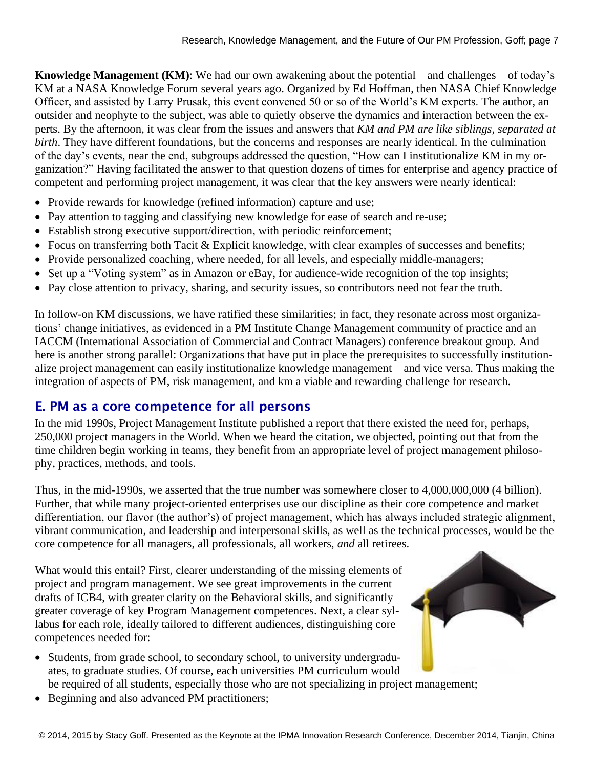**Knowledge Management (KM)**: We had our own awakening about the potential—and challenges—of today's KM at a NASA Knowledge Forum several years ago. Organized by Ed Hoffman, then NASA Chief Knowledge Officer, and assisted by Larry Prusak, this event convened 50 or so of the World's KM experts. The author, an outsider and neophyte to the subject, was able to quietly observe the dynamics and interaction between the experts. By the afternoon, it was clear from the issues and answers that *KM and PM are like siblings, separated at birth*. They have different foundations, but the concerns and responses are nearly identical. In the culmination of the day's events, near the end, subgroups addressed the question, "How can I institutionalize KM in my organization?" Having facilitated the answer to that question dozens of times for enterprise and agency practice of competent and performing project management, it was clear that the key answers were nearly identical:

- Provide rewards for knowledge (refined information) capture and use;
- Pay attention to tagging and classifying new knowledge for ease of search and re-use;
- Establish strong executive support/direction, with periodic reinforcement;
- Focus on transferring both Tacit & Explicit knowledge, with clear examples of successes and benefits;
- Provide personalized coaching, where needed, for all levels, and especially middle-managers;
- Set up a "Voting system" as in Amazon or eBay, for audience-wide recognition of the top insights;
- Pay close attention to privacy, sharing, and security issues, so contributors need not fear the truth.

In follow-on KM discussions, we have ratified these similarities; in fact, they resonate across most organizations' change initiatives, as evidenced in a PM Institute Change Management community of practice and an IACCM (International Association of Commercial and Contract Managers) conference breakout group. And here is another strong parallel: Organizations that have put in place the prerequisites to successfully institutionalize project management can easily institutionalize knowledge management—and vice versa. Thus making the integration of aspects of PM, risk management, and km a viable and rewarding challenge for research.

## E. PM as a core competence for all persons

In the mid 1990s, Project Management Institute published a report that there existed the need for, perhaps, 250,000 project managers in the World. When we heard the citation, we objected, pointing out that from the time children begin working in teams, they benefit from an appropriate level of project management philosophy, practices, methods, and tools.

Thus, in the mid-1990s, we asserted that the true number was somewhere closer to 4,000,000,000 (4 billion). Further, that while many project-oriented enterprises use our discipline as their core competence and market differentiation, our flavor (the author's) of project management, which has always included strategic alignment, vibrant communication, and leadership and interpersonal skills, as well as the technical processes, would be the core competence for all managers, all professionals, all workers, *and* all retirees.

What would this entail? First, clearer understanding of the missing elements of project and program management. We see great improvements in the current drafts of ICB4, with greater clarity on the Behavioral skills, and significantly greater coverage of key Program Management competences. Next, a clear syllabus for each role, ideally tailored to different audiences, distinguishing core competences needed for:

- Students, from grade school, to secondary school, to university undergraduates, to graduate studies. Of course, each universities PM curriculum would be required of all students, especially those who are not specializing in project management;
- Beginning and also advanced PM practitioners;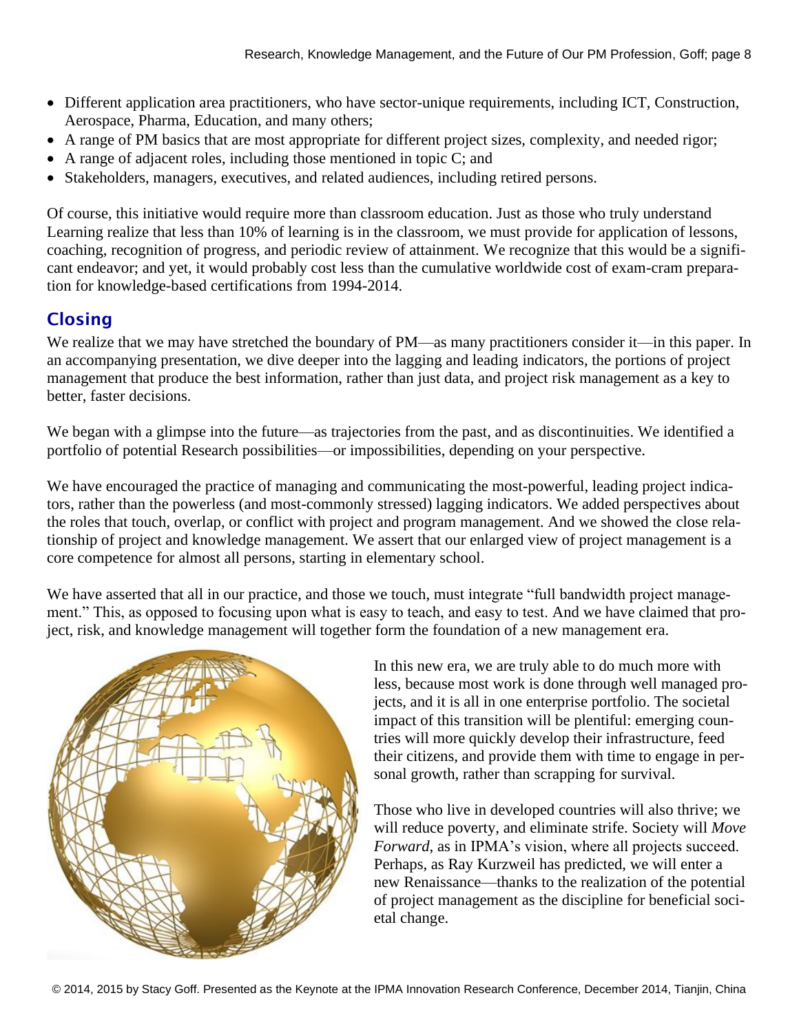- Different application area practitioners, who have sector-unique requirements, including ICT, Construction, Aerospace, Pharma, Education, and many others;
- A range of PM basics that are most appropriate for different project sizes, complexity, and needed rigor;
- A range of adjacent roles, including those mentioned in topic C; and
- Stakeholders, managers, executives, and related audiences, including retired persons.

Of course, this initiative would require more than classroom education. Just as those who truly understand Learning realize that less than 10% of learning is in the classroom, we must provide for application of lessons, coaching, recognition of progress, and periodic review of attainment. We recognize that this would be a significant endeavor; and yet, it would probably cost less than the cumulative worldwide cost of exam-cram preparation for knowledge-based certifications from 1994-2014.

## Closing

We realize that we may have stretched the boundary of PM—as many practitioners consider it—in this paper. In an accompanying presentation, we dive deeper into the lagging and leading indicators, the portions of project management that produce the best information, rather than just data, and project risk management as a key to better, faster decisions.

We began with a glimpse into the future—as trajectories from the past, and as discontinuities. We identified a portfolio of potential Research possibilities—or impossibilities, depending on your perspective.

We have encouraged the practice of managing and communicating the most-powerful, leading project indicators, rather than the powerless (and most-commonly stressed) lagging indicators. We added perspectives about the roles that touch, overlap, or conflict with project and program management. And we showed the close relationship of project and knowledge management. We assert that our enlarged view of project management is a core competence for almost all persons, starting in elementary school.

We have asserted that all in our practice, and those we touch, must integrate "full bandwidth project management." This, as opposed to focusing upon what is easy to teach, and easy to test. And we have claimed that project, risk, and knowledge management will together form the foundation of a new management era.

In this new era, we are truly able to do much more with less, because most work is done through well managed projects, and it is all in one enterprise portfolio. The societal impact of this transition will be plentiful: emerging countries will more quickly develop their infrastructure, feed their citizens, and provide them with time to engage in personal growth, rather than scrapping for survival.

Those who live in developed countries will also thrive; we will reduce poverty, and eliminate strife. Society will *Move Forward*, as in IPMA's vision, where all projects succeed. Perhaps, as Ray Kurzweil has predicted, we will enter a new Renaissance—thanks to the realization of the potential of project management as the discipline for beneficial societal change.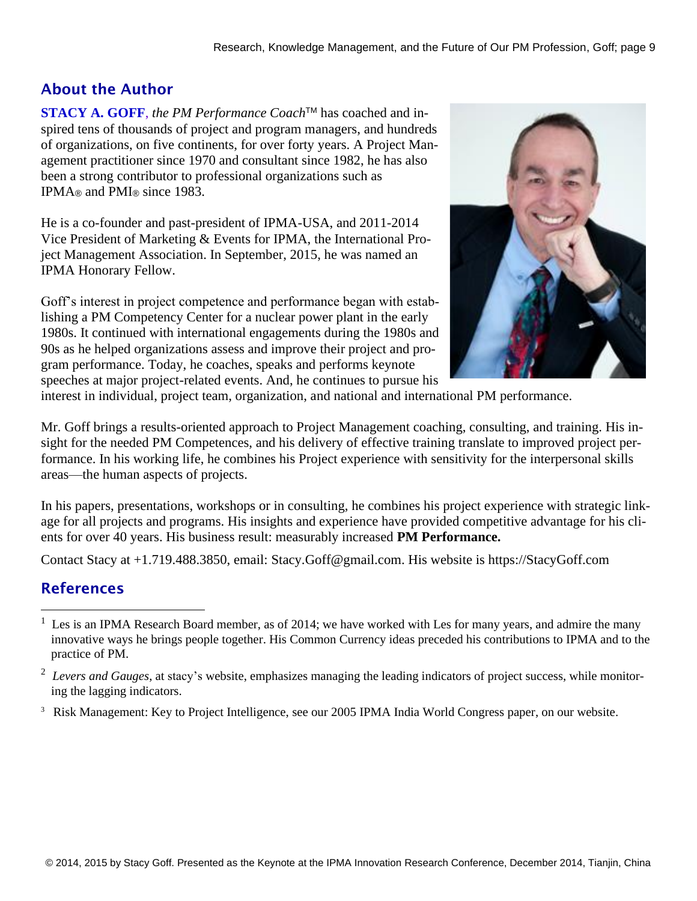## About the Author

**STACY A. GOFF**, *the PM Performance Coach*™ has coached and inspired tens of thousands of project and program managers, and hundreds of organizations, on five continents, for over forty years. A Project Management practitioner since 1970 and consultant since 1982, he has also been a strong contributor to professional organizations such as IPMA® and PMI® since 1983.

He is a co-founder and past-president of IPMA-USA, and 2011-2014 Vice President of Marketing & Events for IPMA, the International Project Management Association. In September, 2015, he was named an IPMA Honorary Fellow.

Goff's interest in project competence and performance began with establishing a PM Competency Center for a nuclear power plant in the early 1980s. It continued with international engagements during the 1980s and 90s as he helped organizations assess and improve their project and program performance. Today, he coaches, speaks and performs keynote speeches at major project-related events. And, he continues to pursue his interest in individual, project team, organization, and national and international PM performance.

Mr. Goff brings a results-oriented approach to Project Management coaching, consulting, and training. His insight for the needed PM Competences, and his delivery of effective training translate to improved project performance. In his working life, he combines his Project experience with sensitivity for the interpersonal skills areas—the human aspects of projects.

In his papers, presentations, workshops or in consulting, he combines his project experience with strategic linkage for all projects and programs. His insights and experience have provided competitive advantage for his clients for over 40 years. His business result: measurably increased **PM Performance.**

Contact Stacy at +1.719.488.3850, email: Stacy.Goff@gmail.com. His website is https://StacyGoff.com

## References

[1] Les is an IPMA Research Board member, as of 2014; we have worked with Les for many years, and admire the many innovative ways he brings people together. His Common Currency ideas preceded his contributions to IPMA and to the practice of PM.

[2] *Levers and Gauges*, at stacy's website, emphasizes managing the leading indicators of project success, while monitoring the lagging indicators.

[3] Risk Management: Key to Project Intelligence, see our 2005 IPMA India World Congress paper, on our website.